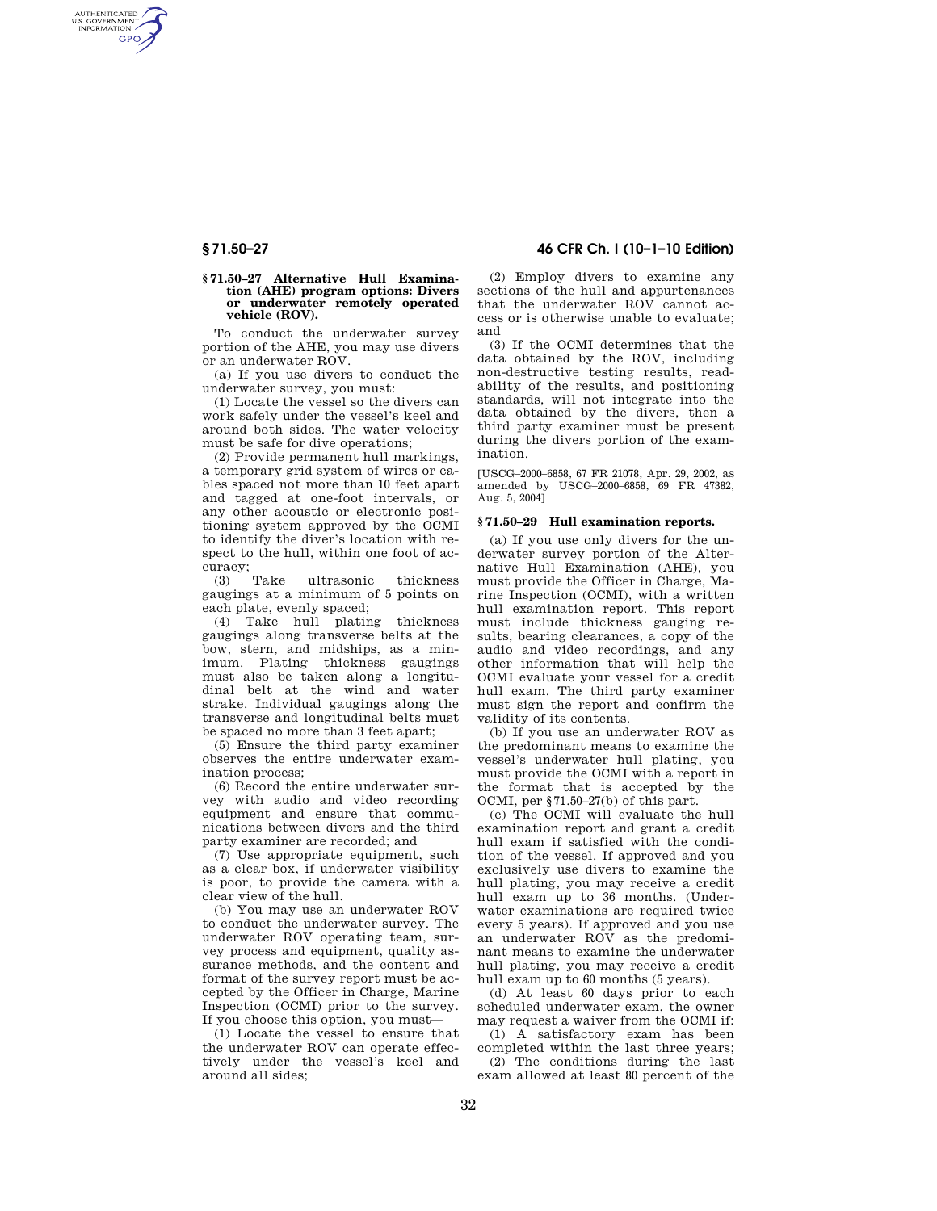### § 71.50–27 Alternative Hull Examination (AHE) program options: Divers or underwater remotely operated vehicle (ROV).

To conduct the underwater survey portion of the AHE, you may use divers or an underwater ROV.

(a) If you use divers to conduct the underwater survey, you must:

(1) Locate the vessel so the divers can work safely under the vessel's keel and around both sides. The water velocity must be safe for dive operations;

(2) Provide permanent hull markings, a temporary grid system of wires or cables spaced not more than 10 feet apart and tagged at one-foot intervals, or any other acoustic or electronic positioning system approved by the OCMI to identify the diver's location with respect to the hull, within one foot of accuracy;

(3) Take ultrasonic thickness gaugings at a minimum of 5 points on each plate, evenly spaced;

(4) Take hull plating thickness gaugings along transverse belts at the bow, stern, and midships, as a minimum. Plating thickness gaugings must also be taken along a longitudinal belt at the wind and water strake. Individual gaugings along the transverse and longitudinal belts must be spaced no more than 3 feet apart;

(5) Ensure the third party examiner observes the entire underwater examination process;

(6) Record the entire underwater survey with audio and video recording equipment and ensure that communications between divers and the third party examiner are recorded; and

(7) Use appropriate equipment, such as a clear box, if underwater visibility is poor, to provide the camera with a clear view of the hull.

(b) You may use an underwater ROV to conduct the underwater survey. The underwater ROV operating team, survey process and equipment, quality assurance methods, and the content and format of the survey report must be accepted by the Officer in Charge, Marine Inspection (OCMI) prior to the survey. If you choose this option, you must—

(1) Locate the vessel to ensure that the underwater ROV can operate effectively under the vessel's keel and around all sides;

(2) Employ divers to examine any sections of the hull and appurtenances that the underwater ROV cannot access or is otherwise unable to evaluate; and

(3) If the OCMI determines that the data obtained by the ROV, including non-destructive testing results, readability of the results, and positioning standards, will not integrate into the data obtained by the divers, then a third party examiner must be present during the divers portion of the examination.

[USCG–2000–6858, 67 FR 21078, Apr. 29, 2002, as amended by USCG–2000–6858, 69 FR 47382, Aug. 5, 2004]

### § 71.50–29 Hull examination reports.

(a) If you use only divers for the underwater survey portion of the Alternative Hull Examination (AHE), you must provide the Officer in Charge, Marine Inspection (OCMI), with a written hull examination report. This report must include thickness gauging results, bearing clearances, a copy of the audio and video recordings, and any other information that will help the OCMI evaluate your vessel for a credit hull exam. The third party examiner must sign the report and confirm the validity of its contents.

(b) If you use an underwater ROV as the predominant means to examine the vessel's underwater hull plating, you must provide the OCMI with a report in the format that is accepted by the OCMI, per §71.50–27(b) of this part.

(c) The OCMI will evaluate the hull examination report and grant a credit hull exam if satisfied with the condition of the vessel. If approved and you exclusively use divers to examine the hull plating, you may receive a credit hull exam up to 36 months. (Underwater examinations are required twice every 5 years). If approved and you use an underwater ROV as the predominant means to examine the underwater hull plating, you may receive a credit hull exam up to 60 months (5 years).

(d) At least 60 days prior to each scheduled underwater exam, the owner may request a waiver from the OCMI if:

(1) A satisfactory exam has been completed within the last three years;

(2) The conditions during the last exam allowed at least 80 percent of the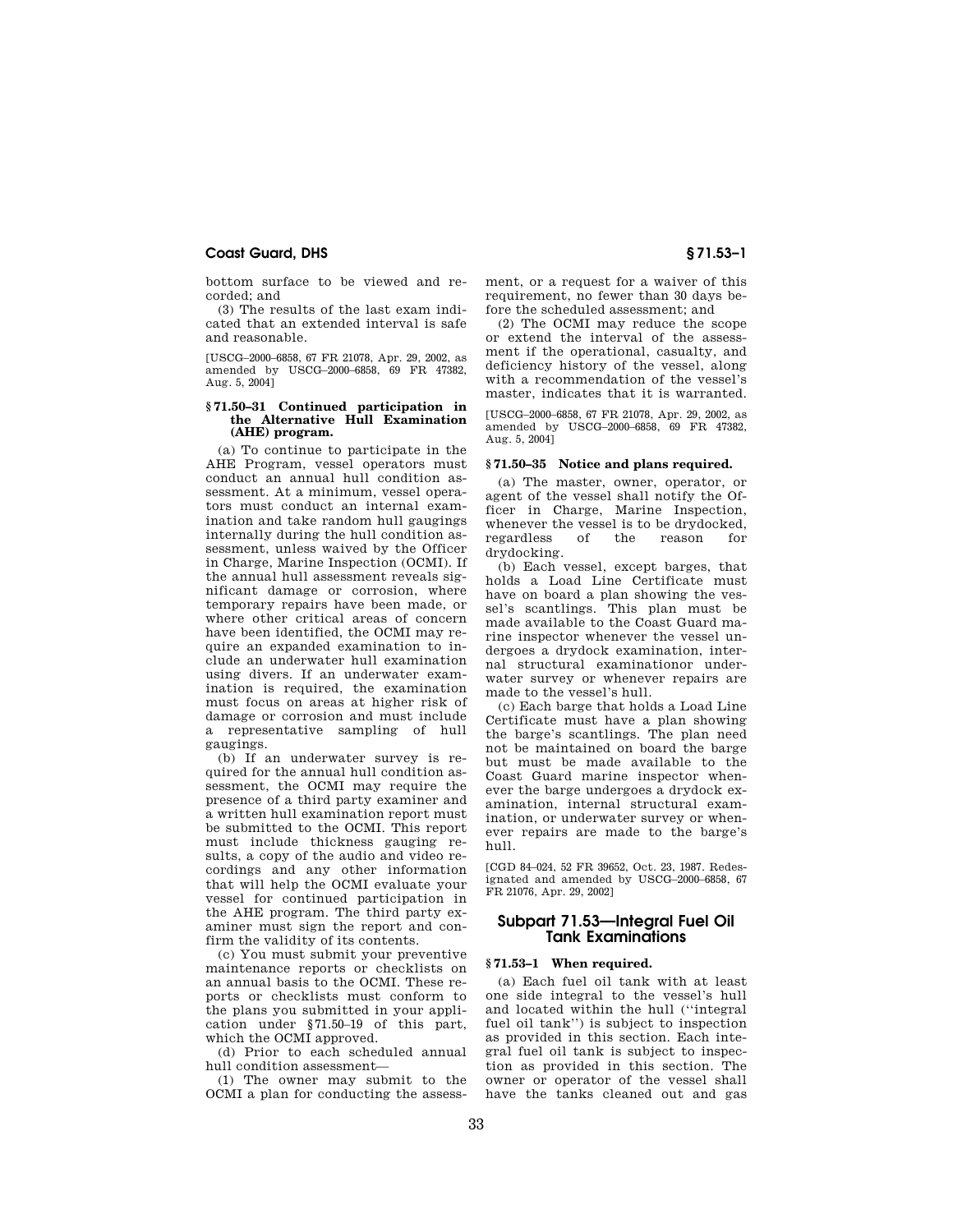bottom surface to be viewed and recorded; and

(3) The results of the last exam indicated that an extended interval is safe and reasonable.

[USCG–2000–6858, 67 FR 21078, Apr. 29, 2002, as amended by USCG–2000–6858, 69 FR 47382, Aug. 5, 2004]

### § 71.50–31 Continued participation in the Alternative Hull Examination (AHE) program.

(a) To continue to participate in the AHE Program, vessel operators must conduct an annual hull condition assessment. At a minimum, vessel operators must conduct an internal examination and take random hull gaugings internally during the hull condition assessment, unless waived by the Officer in Charge, Marine Inspection (OCMI). If the annual hull assessment reveals significant damage or corrosion, where temporary repairs have been made, or where other critical areas of concern have been identified, the OCMI may require an expanded examination to include an underwater hull examination using divers. If an underwater examination is required, the examination must focus on areas at higher risk of damage or corrosion and must include a representative sampling of hull gaugings.

(b) If an underwater survey is required for the annual hull condition assessment, the OCMI may require the presence of a third party examiner and a written hull examination report must be submitted to the OCMI. This report must include thickness gauging results, a copy of the audio and video recordings and any other information that will help the OCMI evaluate your vessel for continued participation in the AHE program. The third party examiner must sign the report and confirm the validity of its contents.

(c) You must submit your preventive maintenance reports or checklists on an annual basis to the OCMI. These reports or checklists must conform to the plans you submitted in your application under §71.50–19 of this part, which the OCMI approved.

(d) Prior to each scheduled annual hull condition assessment—

(1) The owner may submit to the OCMI a plan for conducting the assessment, or a request for a waiver of this requirement, no fewer than 30 days before the scheduled assessment; and

(2) The OCMI may reduce the scope or extend the interval of the assessment if the operational, casualty, and deficiency history of the vessel, along with a recommendation of the vessel's master, indicates that it is warranted.

[USCG–2000–6858, 67 FR 21078, Apr. 29, 2002, as amended by USCG–2000–6858, 69 FR 47382, Aug. 5, 2004]

### § 71.50–35 Notice and plans required.

(a) The master, owner, operator, or agent of the vessel shall notify the Officer in Charge, Marine Inspection, whenever the vessel is to be drydocked, regardless of the reason for drydocking.

(b) Each vessel, except barges, that holds a Load Line Certificate must have on board a plan showing the vessel's scantlings. This plan must be made available to the Coast Guard marine inspector whenever the vessel undergoes a drydock examination, internal structural examinationor underwater survey or whenever repairs are made to the vessel's hull.

(c) Each barge that holds a Load Line Certificate must have a plan showing the barge's scantlings. The plan need not be maintained on board the barge but must be made available to the Coast Guard marine inspector whenever the barge undergoes a drydock examination, internal structural examination, or underwater survey or whenever repairs are made to the barge's hull.

[CGD 84–024, 52 FR 39652, Oct. 23, 1987. Redesignated and amended by USCG–2000–6858, 67 FR 21076, Apr. 29, 2002]

## Subpart 71.53—Integral Fuel Oil Tank Examinations

### § 71.53–1 When required.

(a) Each fuel oil tank with at least one side integral to the vessel's hull and located within the hull ("integral fuel oil tank") is subject to inspection as provided in this section. Each integral fuel oil tank is subject to inspection as provided in this section. The owner or operator of the vessel shall have the tanks cleaned out and gas